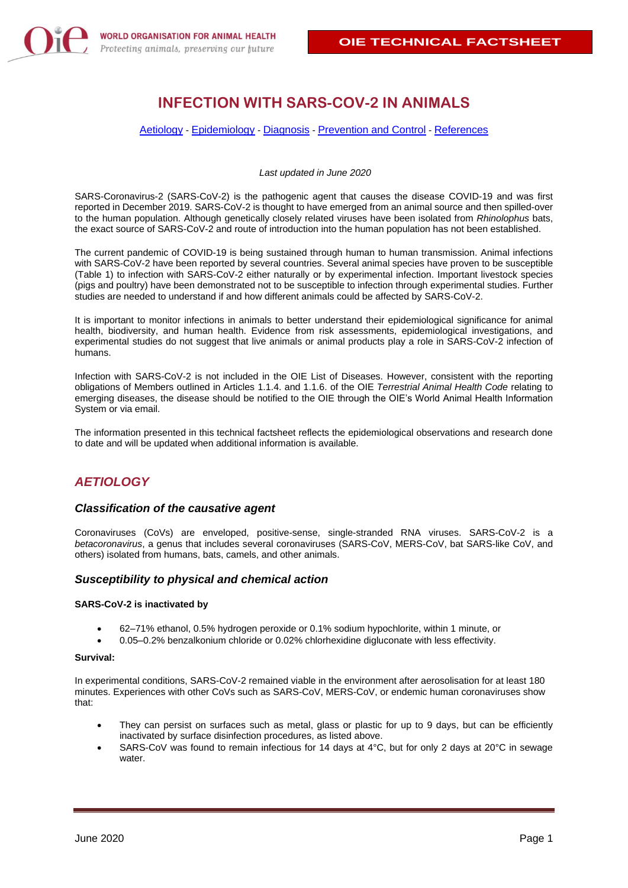# INFECTION WITH SARS-COV-2 IN ANIMALS

Aetiology - Epidemiology - Diagnosis - Prevention and Control - References

*Last updated in June 2020*

SARS-Coronavirus-2 (SARS-CoV-2) is the pathogenic agent that causes the disease COVID-19 and was first reported in December 2019. SARS-CoV-2 is thought to have emerged from an animal source and then spilled-over to the human population. Although genetically closely related viruses have been isolated from *Rhinolophus* bats, the exact source of SARS-CoV-2 and route of introduction into the human population has not been established.

The current pandemic of COVID-19 is being sustained through human to human transmission. Animal infections with SARS-CoV-2 have been reported by several countries. Several animal species have proven to be susceptible (Table 1) to infection with SARS-CoV-2 either naturally or by experimental infection. Important livestock species (pigs and poultry) have been demonstrated not to be susceptible to infection through experimental studies. Further studies are needed to understand if and how different animals could be affected by SARS-CoV-2.

It is important to monitor infections in animals to better understand their epidemiological significance for animal health, biodiversity, and human health. Evidence from risk assessments, epidemiological investigations, and experimental studies do not suggest that live animals or animal products play a role in SARS-CoV-2 infection of humans.

Infection with SARS-CoV-2 is not included in the OIE List of Diseases. However, consistent with the reporting obligations of Members outlined in Articles 1.1.4. and 1.1.6. of the OIE *Terrestrial Animal Health Code* relating to emerging diseases, the disease should be notified to the OIE through the OIE's World Animal Health Information System or via email.

The information presented in this technical factsheet reflects the epidemiological observations and research done to date and will be updated when additional information is available.

## *AETIOLOGY*

### *Classification of the causative agent*

Coronaviruses (CoVs) are enveloped, positive-sense, single-stranded RNA viruses. SARS-CoV-2 is a *betacoronavirus*, a genus that includes several coronaviruses (SARS-CoV, MERS-CoV, bat SARS-like CoV, and others) isolated from humans, bats, camels, and other animals.

### *Susceptibility to physical and chemical action*

**SARS-CoV-2 is inactivated by**

- 62–71% ethanol, 0.5% hydrogen peroxide or 0.1% sodium hypochlorite, within 1 minute, or
- 0.05–0.2% benzalkonium chloride or 0.02% chlorhexidine digluconate with less effectivity.

**Survival:**

In experimental conditions, SARS-CoV-2 remained viable in the environment after aerosolisation for at least 180 minutes. Experiences with other CoVs such as SARS-CoV, MERS-CoV, or endemic human coronaviruses show that:

- They can persist on surfaces such as metal, glass or plastic for up to 9 days, but can be efficiently inactivated by surface disinfection procedures, as listed above.
- SARS-CoV was found to remain infectious for 14 days at 4°C, but for only 2 days at 20°C in sewage water.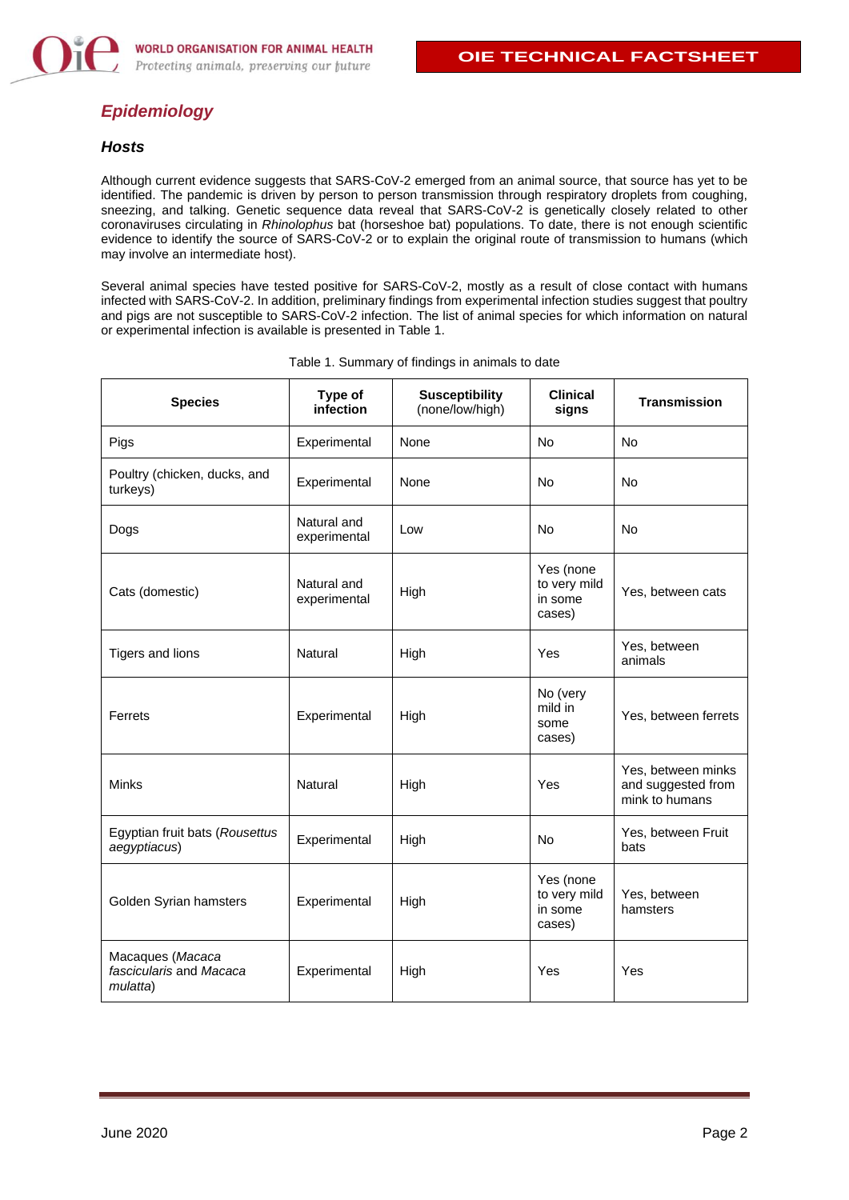## *Epidemiology*

### *Hosts*

Although current evidence suggests that SARS-CoV-2 emerged from an animal source, that source has yet to be identified. The pandemic is driven by person to person transmission through respiratory droplets from coughing, sneezing, and talking. Genetic sequence data reveal that SARS-CoV-2 is genetically closely related to other coronaviruses circulating in *Rhinolophus* bat (horseshoe bat) populations. To date, there is not enough scientific evidence to identify the source of SARS-CoV-2 or to explain the original route of transmission to humans (which may involve an intermediate host).

Several animal species have tested positive for SARS-CoV-2, mostly as a result of close contact with humans infected with SARS-CoV-2. In addition, preliminary findings from experimental infection studies suggest that poultry and pigs are not susceptible to SARS-CoV-2 infection. The list of animal species for which information on natural or experimental infection is available is presented in Table 1.

Table 1. Summary of findings in animals to date

| **Species** | **Type of infection** | **Susceptibility** (none/low/high) | **Clinical signs** | **Transmission** |
|---|---|---|---|---|
| Pigs | Experimental | None | No | No |
| Poultry (chicken, ducks, and turkeys) | Experimental | None | No | No |
| Dogs | Natural and experimental | Low | No | No |
| Cats (domestic) | Natural and experimental | High | Yes (none to very mild in some cases) | Yes, between cats |
| Tigers and lions | Natural | High | Yes | Yes, between animals |
| Ferrets | Experimental | High | No (very mild in some cases) | Yes, between ferrets |
| Minks | Natural | High | Yes | Yes, between minks and suggested from mink to humans |
| Egyptian fruit bats (*Rousettus aegyptiacus*) | Experimental | High | No | Yes, between Fruit bats |
| Golden Syrian hamsters | Experimental | High | Yes (none to very mild in some cases) | Yes, between hamsters |
| Macaques (*Macaca fascicularis* and *Macaca mulatta*) | Experimental | High | Yes | Yes |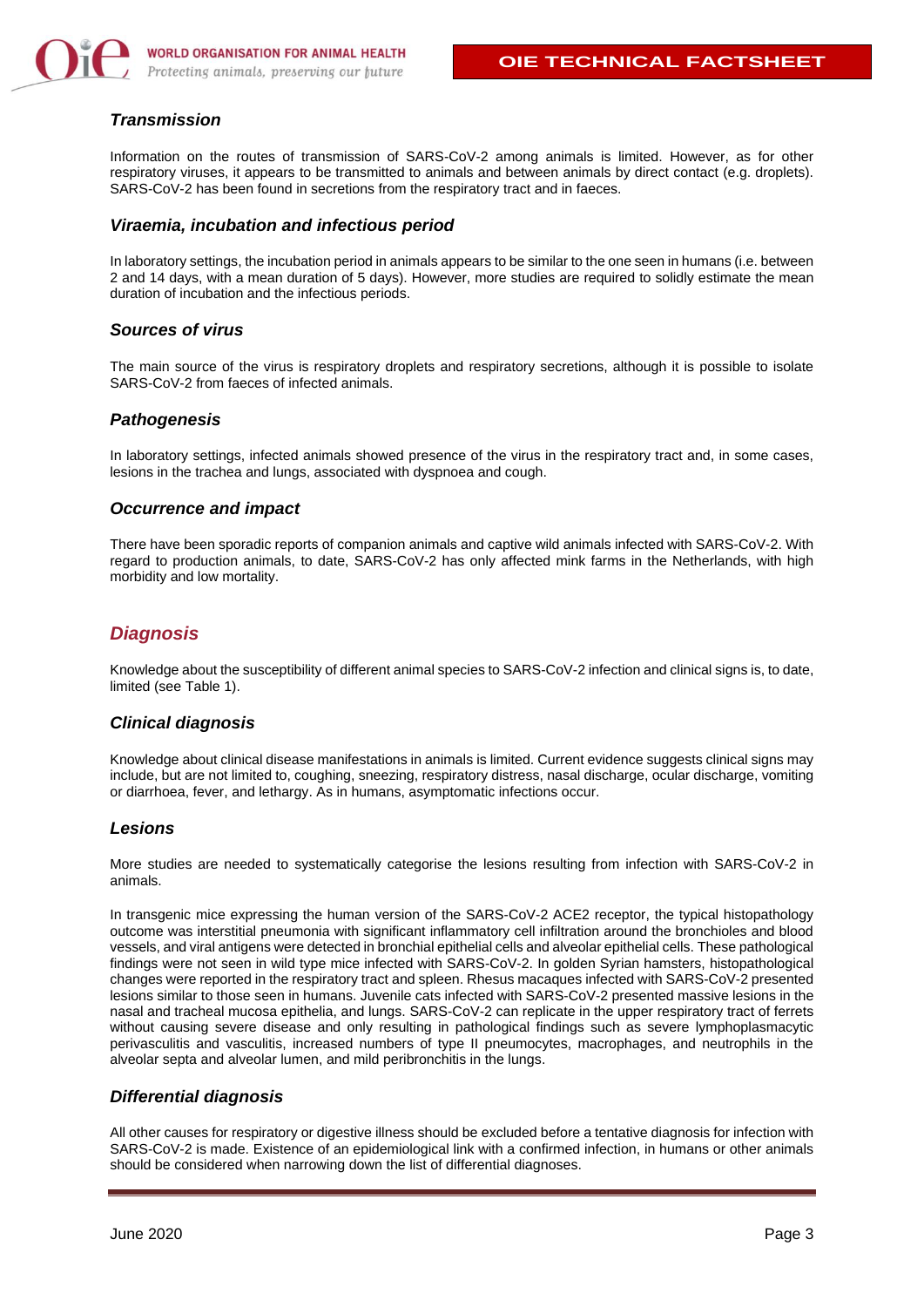### Transmission

Information on the routes of transmission of SARS-CoV-2 among animals is limited. However, as for other respiratory viruses, it appears to be transmitted to animals and between animals by direct contact (e.g. droplets). SARS-CoV-2 has been found in secretions from the respiratory tract and in faeces.

### Viraemia, incubation and infectious period

In laboratory settings, the incubation period in animals appears to be similar to the one seen in humans (i.e. between 2 and 14 days, with a mean duration of 5 days). However, more studies are required to solidly estimate the mean duration of incubation and the infectious periods.

### Sources of virus

The main source of the virus is respiratory droplets and respiratory secretions, although it is possible to isolate SARS-CoV-2 from faeces of infected animals.

### Pathogenesis

In laboratory settings, infected animals showed presence of the virus in the respiratory tract and, in some cases, lesions in the trachea and lungs, associated with dyspnoea and cough.

### Occurrence and impact

There have been sporadic reports of companion animals and captive wild animals infected with SARS-CoV-2. With regard to production animals, to date, SARS-CoV-2 has only affected mink farms in the Netherlands, with high morbidity and low mortality.

## Diagnosis

Knowledge about the susceptibility of different animal species to SARS-CoV-2 infection and clinical signs is, to date, limited (see Table 1).

### Clinical diagnosis

Knowledge about clinical disease manifestations in animals is limited. Current evidence suggests clinical signs may include, but are not limited to, coughing, sneezing, respiratory distress, nasal discharge, ocular discharge, vomiting or diarrhoea, fever, and lethargy. As in humans, asymptomatic infections occur.

### Lesions

More studies are needed to systematically categorise the lesions resulting from infection with SARS-CoV-2 in animals.

In transgenic mice expressing the human version of the SARS-CoV-2 ACE2 receptor, the typical histopathology outcome was interstitial pneumonia with significant inflammatory cell infiltration around the bronchioles and blood vessels, and viral antigens were detected in bronchial epithelial cells and alveolar epithelial cells. These pathological findings were not seen in wild type mice infected with SARS-CoV-2. In golden Syrian hamsters, histopathological changes were reported in the respiratory tract and spleen. Rhesus macaques infected with SARS-CoV-2 presented lesions similar to those seen in humans. Juvenile cats infected with SARS-CoV-2 presented massive lesions in the nasal and tracheal mucosa epithelia, and lungs. SARS-CoV-2 can replicate in the upper respiratory tract of ferrets without causing severe disease and only resulting in pathological findings such as severe lymphoplasmacytic perivasculitis and vasculitis, increased numbers of type II pneumocytes, macrophages, and neutrophils in the alveolar septa and alveolar lumen, and mild peribronchitis in the lungs.

### Differential diagnosis

All other causes for respiratory or digestive illness should be excluded before a tentative diagnosis for infection with SARS-CoV-2 is made. Existence of an epidemiological link with a confirmed infection, in humans or other animals should be considered when narrowing down the list of differential diagnoses.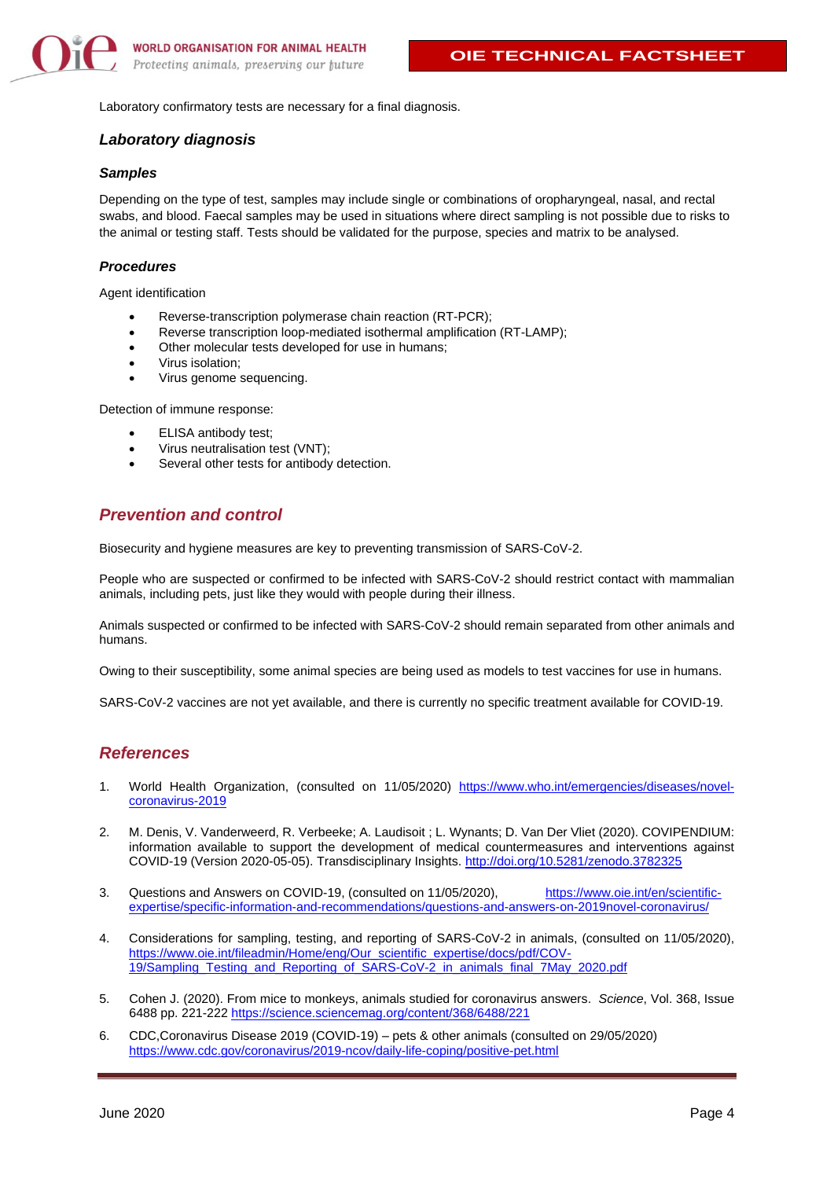Laboratory confirmatory tests are necessary for a final diagnosis.

### *Laboratory diagnosis*

#### *Samples*

Depending on the type of test, samples may include single or combinations of oropharyngeal, nasal, and rectal swabs, and blood. Faecal samples may be used in situations where direct sampling is not possible due to risks to the animal or testing staff. Tests should be validated for the purpose, species and matrix to be analysed.

#### *Procedures*

Agent identification

- Reverse-transcription polymerase chain reaction (RT-PCR);
- Reverse transcription loop-mediated isothermal amplification (RT-LAMP);
- Other molecular tests developed for use in humans;
- Virus isolation;
- Virus genome sequencing.

Detection of immune response:

- ELISA antibody test;
- Virus neutralisation test (VNT);
- Several other tests for antibody detection.

## *Prevention and control*

Biosecurity and hygiene measures are key to preventing transmission of SARS-CoV-2.

People who are suspected or confirmed to be infected with SARS-CoV-2 should restrict contact with mammalian animals, including pets, just like they would with people during their illness.

Animals suspected or confirmed to be infected with SARS-CoV-2 should remain separated from other animals and humans.

Owing to their susceptibility, some animal species are being used as models to test vaccines for use in humans.

SARS-CoV-2 vaccines are not yet available, and there is currently no specific treatment available for COVID-19.

## *References*

1. World Health Organization, (consulted on 11/05/2020) https://www.who.int/emergencies/diseases/novel-coronavirus-2019
2. M. Denis, V. Vanderweerd, R. Verbeeke; A. Laudisoit ; L. Wynants; D. Van Der Vliet (2020). COVIPENDIUM: information available to support the development of medical countermeasures and interventions against COVID-19 (Version 2020-05-05). Transdisciplinary Insights. http://doi.org/10.5281/zenodo.3782325
3. Questions and Answers on COVID-19, (consulted on 11/05/2020), https://www.oie.int/en/scientific-expertise/specific-information-and-recommendations/questions-and-answers-on-2019novel-coronavirus/
4. Considerations for sampling, testing, and reporting of SARS-CoV-2 in animals, (consulted on 11/05/2020), https://www.oie.int/fileadmin/Home/eng/Our_scientific_expertise/docs/pdf/COV-19/Sampling_Testing_and_Reporting_of_SARS-CoV-2_in_animals_final_7May_2020.pdf
5. Cohen J. (2020). From mice to monkeys, animals studied for coronavirus answers. *Science*, Vol. 368, Issue 6488 pp. 221-222 https://science.sciencemag.org/content/368/6488/221
6. CDC,Coronavirus Disease 2019 (COVID-19) – pets & other animals (consulted on 29/05/2020) https://www.cdc.gov/coronavirus/2019-ncov/daily-life-coping/positive-pet.html